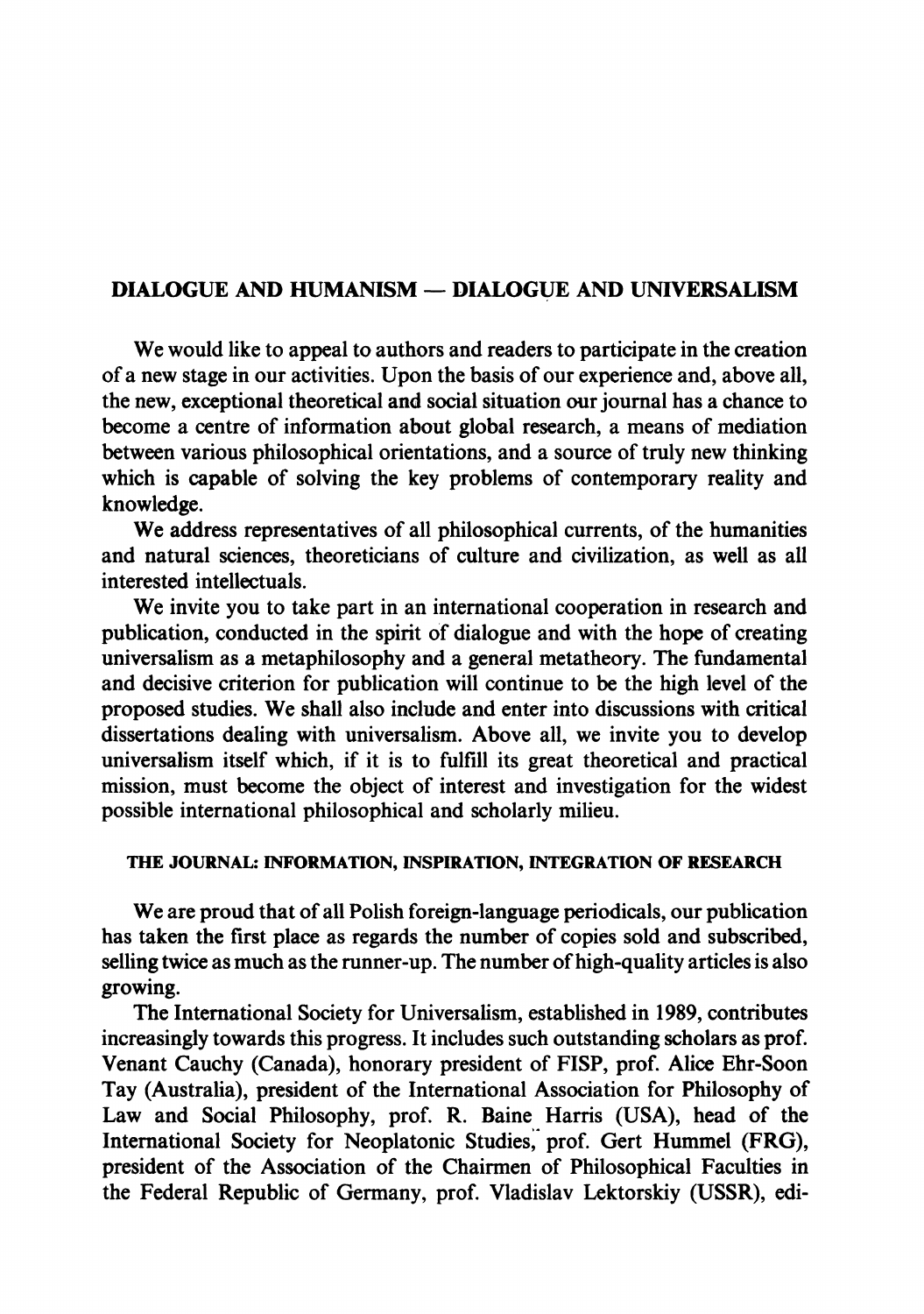# DIALOGUE AND HUMANISM — DIALOGUE AND UNIVERSALISM

We would like to appeal to authors and readers to participate in the creation of a new stage in our activities. Upon the basis of our experience and, above all, the new, exceptional theoretical and social situation our journal has a chance to become a centre of information about global research, a means of mediation between various philosophical orientations, and a source of truly new thinking which is capable of solving the key problems of contemporary reality and knowledge.

We address representatives of all philosophical currents, of the humanities and natural sciences, theoreticians of culture and civilization, as well as all interested intellectuals.

We invite you to take part in an international cooperation in research and publication, conducted in the spirit of dialogue and with the hope of creating universalism as a metaphilosophy and a general metatheory. The fundamental and decisive criterion for publication will continue to be the high level of the proposed studies. We shall also include and enter into discussions with critical dissertations dealing with universalism. Above all, we invite you to develop universalism itself which, if it is to fulfill its great theoretical and practical mission, must become the object of interest and investigation for the widest possible international philosophical and scholarly milieu.

## THE JOURNAL: INFORMATION, INSPIRATION, INTEGRATION OF RESEARCH

We are proud that of all Polish foreign-language periodicals, our publication has taken the first place as regards the number of copies sold and subscribed, selling twice as much as the runner-up. The number of high-quality articles is also growing.

The International Society for Universalism, established in 1989, contributes increasingly towards this progress. It includes such outstanding scholars as prof. Venant Cauchy (Canada), honorary president of FISP, prof. Alice Ehr-Soon Tay (Australia), president of the International Association for Philosophy of Law and Social Philosophy, prof. R. Baine Harris (USA), head of the International Society for Neoplatonic Studies, prof. Gert Hummel (FRG), president of the Association of the Chairmen of Philosophical Faculties in the Federal Republic of Germany, prof. Vladislav Lektorskiy (USSR), edi-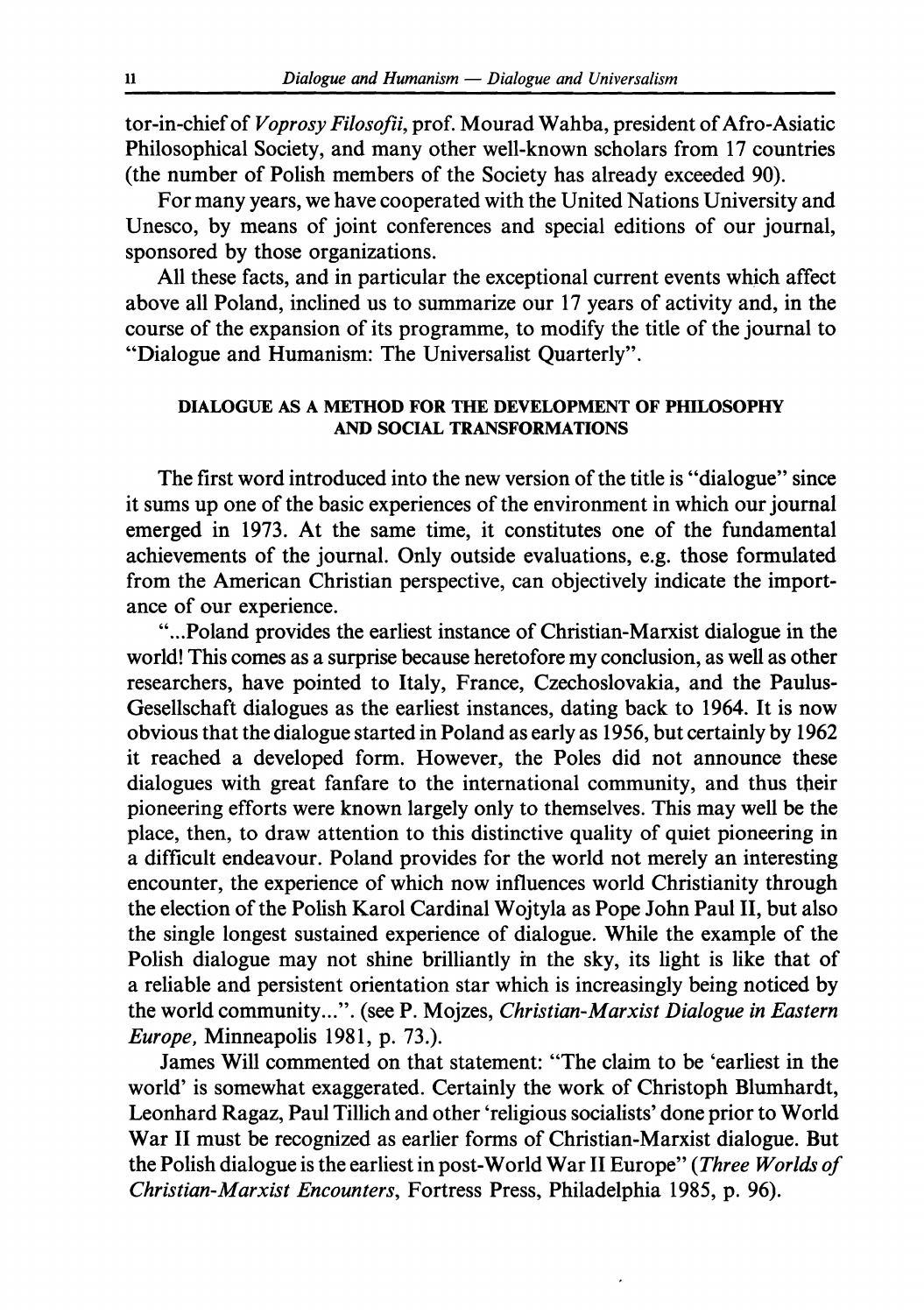tor-in-chief of *Voprosy Filosofii*, prof. Mourad Wahba, president of Afro-Asiatic Philosophical Society, and many other well-known scholars from 17 countries (the number of Polish members of the Society has already exceeded 90).

For many years, we have cooperated with the United Nations University and Unesco, by means of joint conferences and special editions of our journal, sponsored by those organizations.

All these facts, and in particular the exceptional current events which affect above all Poland, inclined us to summarize our 17 years of activity and, in the course of the expansion of its programme, to modify the title of the journal to "Dialogue and Humanism: The Universalist Quarterly".

## DIALOGUE AS A METHOD FOR THE DEVELOPMENT OF PHILOSOPHY AND SOCIAL TRANSFORMATIONS

The first word introduced into the new version of the title is "dialogue" since it sums up one of the basic experiences of the environment in which our journal emerged in 1973. At the same time, it constitutes one of the fundamental achievements of the journal. Only outside evaluations, e.g. those formulated from the American Christian perspective, can objectively indicate the importance of our experience.

"...Poland provides the earliest instance of Christian-Marxist dialogue in the world! This comes as a surprise because heretofore my conclusion, as well as other researchers, have pointed to Italy, France, Czechoslovakia, and the Paulus-Gesellschaft dialogues as the earliest instances, dating back to 1964. It is now obvious that the dialogue started in Poland as early as 1956, but certainly by 1962 it reached a developed form. However, the Poles did not announce these dialogues with great fanfare to the international community, and thus their pioneering efforts were known largely only to themselves. This may well be the place, then, to draw attention to this distinctive quality of quiet pioneering in a difficult endeavour. Poland provides for the world not merely an interesting encounter, the experience of which now influences world Christianity through the election of the Polish Karol Cardinal Wojtyla as Pope John Paul II, but also the single longest sustained experience of dialogue. While the example of the Polish dialogue may not shine brilliantly in the sky, its light is like that of a reliable and persistent orientation star which is increasingly being noticed by the world community...". (see P. Mojzes, *Christian-Marxist Dialogue in Eastern Europe*, Minneapolis 1981, p. 73.).

James Will commented on that statement: "The claim to be 'earliest in the world' is somewhat exaggerated. Certainly the work of Christoph Blumhardt, Leonhard Ragaz, Paul Tillich and other 'religious socialists' done prior to World War II must be recognized as earlier forms of Christian-Marxist dialogue. But the Polish dialogue is the earliest in post-World War II Europe" (*Three Worlds of Christian-Marxist Encounters*, Fortress Press, Philadelphia 1985, p. 96).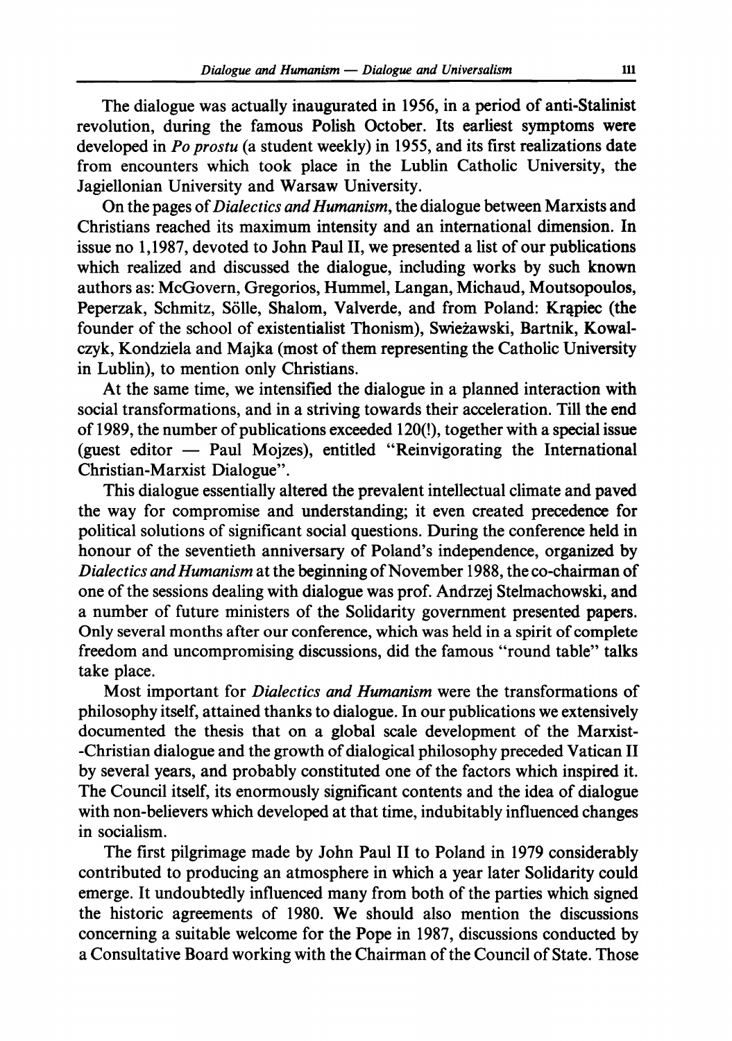The dialogue was actually inaugurated in 1956, in a period of anti-Stalinist revolution, during the famous Polish October. Its earliest symptoms were developed in *Po prostu* (a student weekly) in 1955, and its first realizations date from encounters which took place in the Lublin Catholic University, the Jagiellonian University and Warsaw University.

On the pages of *Dialectics and Humanism*, the dialogue between Marxists and Christians reached its maximum intensity and an international dimension. In issue no 1,1987, devoted to John Paul II, we presented a list of our publications which realized and discussed the dialogue, including works by such known authors as: McGovern, Gregorios, Hummel, Langan, Michaud, Moutsopoulos, Peperzak, Schmitz, Sölle, Shalom, Valverde, and from Poland: Krąpiec (the founder of the school of existentialist Thonism), Swieżawski, Bartnik, Kowalczyk, Kondziela and Majka (most of them representing the Catholic University in Lublin), to mention only Christians.

At the same time, we intensified the dialogue in a planned interaction with social transformations, and in a striving towards their acceleration. Till the end of 1989, the number of publications exceeded 120(!), together with a special issue (guest editor — Paul Mojzes), entitled "Reinvigorating the International Christian-Marxist Dialogue".

This dialogue essentially altered the prevalent intellectual climate and paved the way for compromise and understanding; it even created precedence for political solutions of significant social questions. During the conference held in honour of the seventieth anniversary of Poland's independence, organized by *Dialectics and Humanism* at the beginning of November 1988, the co-chairman of one of the sessions dealing with dialogue was prof. Andrzej Stelmachowski, and a number of future ministers of the Solidarity government presented papers. Only several months after our conference, which was held in a spirit of complete freedom and uncompromising discussions, did the famous "round table" talks take place.

Most important for *Dialectics and Humanism* were the transformations of philosophy itself, attained thanks to dialogue. In our publications we extensively documented the thesis that on a global scale development of the Marxist--Christian dialogue and the growth of dialogical philosophy preceded Vatican II by several years, and probably constituted one of the factors which inspired it. The Council itself, its enormously significant contents and the idea of dialogue with non-believers which developed at that time, indubitably influenced changes in socialism.

The first pilgrimage made by John Paul II to Poland in 1979 considerably contributed to producing an atmosphere in which a year later Solidarity could emerge. It undoubtedly influenced many from both of the parties which signed the historic agreements of 1980. We should also mention the discussions concerning a suitable welcome for the Pope in 1987, discussions conducted by a Consultative Board working with the Chairman of the Council of State. Those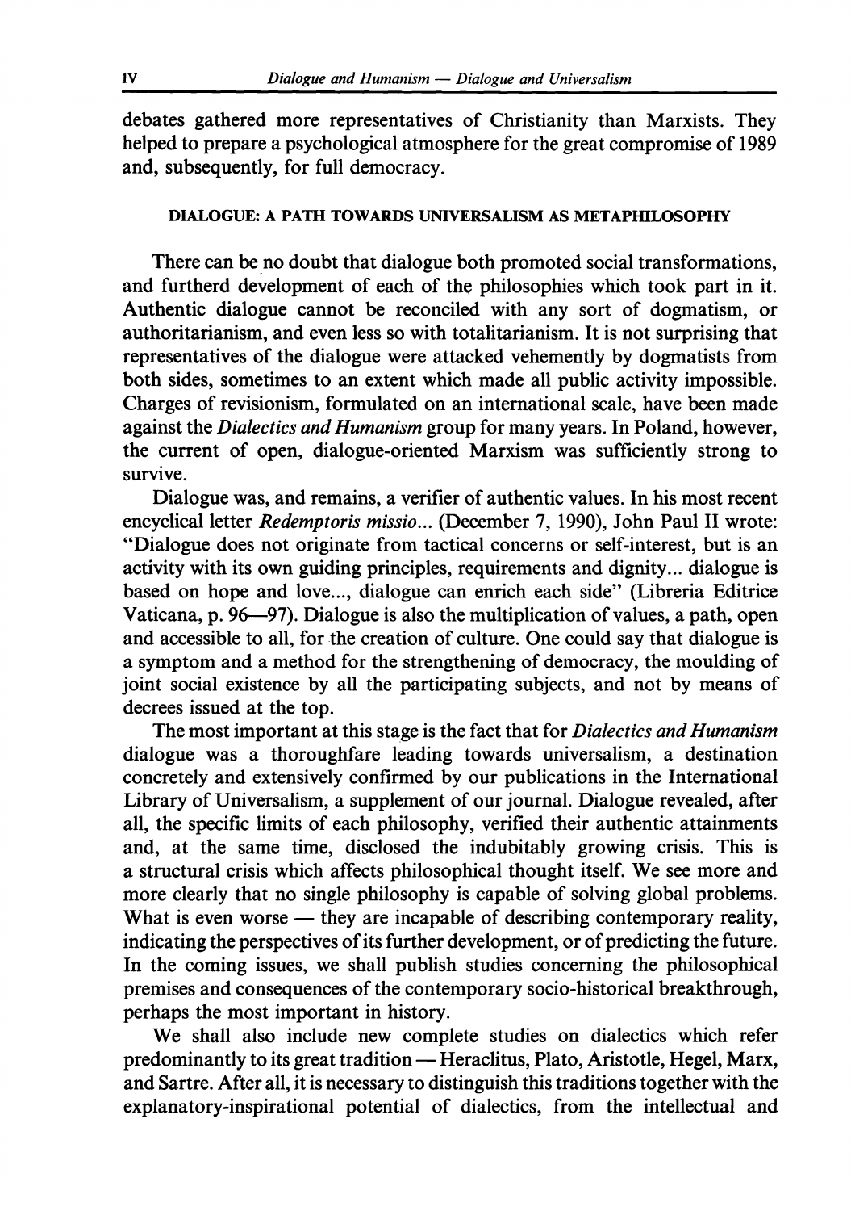debates gathered more representatives of Christianity than Marxists. They helped to prepare a psychological atmosphere for the great compromise of 1989 and, subsequently, for full democracy.

## DIALOGUE: A PATH TOWARDS UNIVERSALISM AS METAPHILOSOPHY

There can be no doubt that dialogue both promoted social transformations, and furtherd development of each of the philosophies which took part in it. Authentic dialogue cannot be reconciled with any sort of dogmatism, or authoritarianism, and even less so with totalitarianism. It is not surprising that representatives of the dialogue were attacked vehemently by dogmatists from both sides, sometimes to an extent which made all public activity impossible. Charges of revisionism, formulated on an international scale, have been made against the *Dialectics and Humanism* group for many years. In Poland, however, the current of open, dialogue-oriented Marxism was sufficiently strong to survive.

Dialogue was, and remains, a verifier of authentic values. In his most recent encyclical letter *Redemptoris missio...* (December 7, 1990), John Paul II wrote: "Dialogue does not originate from tactical concerns or self-interest, but is an activity with its own guiding principles, requirements and dignity... dialogue is based on hope and love..., dialogue can enrich each side" (Libreria Editrice Vaticana, p. 96—97). Dialogue is also the multiplication of values, a path, open and accessible to all, for the creation of culture. One could say that dialogue is a symptom and a method for the strengthening of democracy, the moulding of joint social existence by all the participating subjects, and not by means of decrees issued at the top.

The most important at this stage is the fact that for *Dialectics and Humanism* dialogue was a thoroughfare leading towards universalism, a destination concretely and extensively confirmed by our publications in the International Library of Universalism, a supplement of our journal. Dialogue revealed, after all, the specific limits of each philosophy, verified their authentic attainments and, at the same time, disclosed the indubitably growing crisis. This is a structural crisis which affects philosophical thought itself. We see more and more clearly that no single philosophy is capable of solving global problems. What is even worse — they are incapable of describing contemporary reality, indicating the perspectives of its further development, or of predicting the future. In the coming issues, we shall publish studies concerning the philosophical premises and consequences of the contemporary socio-historical breakthrough, perhaps the most important in history.

We shall also include new complete studies on dialectics which refer predominantly to its great tradition — Heraclitus, Plato, Aristotle, Hegel, Marx, and Sartre. After all, it is necessary to distinguish this traditions together with the explanatory-inspirational potential of dialectics, from the intellectual and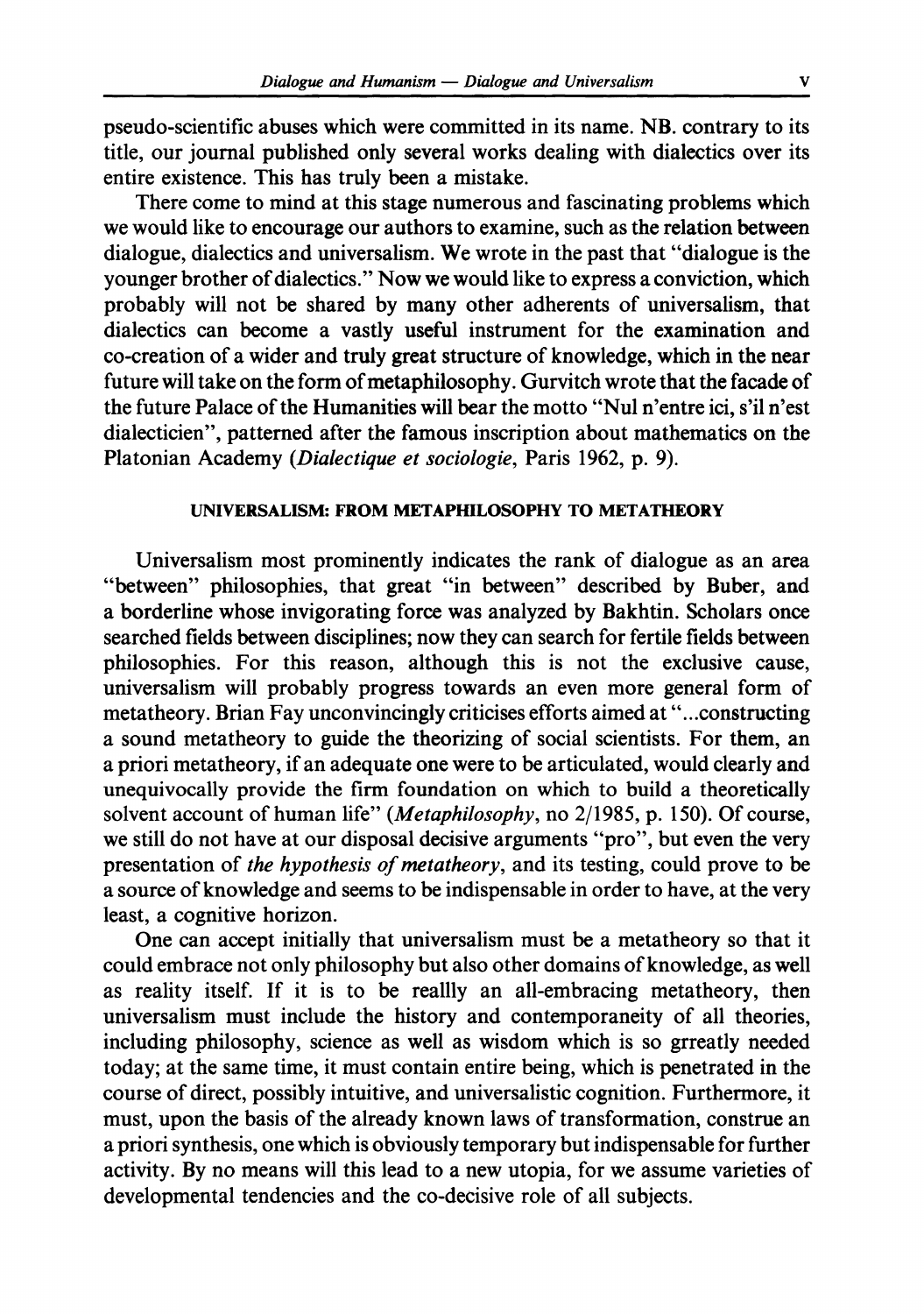pseudo-scientific abuses which were committed in its name. NB. contrary to its title, our journal published only several works dealing with dialectics over its entire existence. This has truly been a mistake.

There come to mind at this stage numerous and fascinating problems which we would like to encourage our authors to examine, such as the relation between dialogue, dialectics and universalism. We wrote in the past that "dialogue is the younger brother of dialectics." Now we would like to express a conviction, which probably will not be shared by many other adherents of universalism, that dialectics can become a vastly useful instrument for the examination and co-creation of a wider and truly great structure of knowledge, which in the near future will take on the form of metaphilosophy. Gurvitch wrote that the facade of the future Palace of the Humanities will bear the motto "Nul n'entre ici, s'il n'est dialecticien", patterned after the famous inscription about mathematics on the Platonian Academy (*Dialectique et sociologie*, Paris 1962, p. 9).

## UNIVERSALISM: FROM METAPHILOSOPHY TO METATHEORY

Universalism most prominently indicates the rank of dialogue as an area "between" philosophies, that great "in between" described by Buber, and a borderline whose invigorating force was analyzed by Bakhtin. Scholars once searched fields between disciplines; now they can search for fertile fields between philosophies. For this reason, although this is not the exclusive cause, universalism will probably progress towards an even more general form of metatheory. Brian Fay unconvincingly criticises efforts aimed at "...constructing a sound metatheory to guide the theorizing of social scientists. For them, an a priori metatheory, if an adequate one were to be articulated, would clearly and unequivocally provide the firm foundation on which to build a theoretically solvent account of human life" (*Metaphilosophy*, no 2/1985, p. 150). Of course, we still do not have at our disposal decisive arguments "pro", but even the very presentation of *the hypothesis of metatheory*, and its testing, could prove to be a source of knowledge and seems to be indispensable in order to have, at the very least, a cognitive horizon.

One can accept initially that universalism must be a metatheory so that it could embrace not only philosophy but also other domains of knowledge, as well as reality itself. If it is to be reallly an all-embracing metatheory, then universalism must include the history and contemporaneity of all theories, including philosophy, science as well as wisdom which is so grreatly needed today; at the same time, it must contain entire being, which is penetrated in the course of direct, possibly intuitive, and universalistic cognition. Furthermore, it must, upon the basis of the already known laws of transformation, construe an a priori synthesis, one which is obviously temporary but indispensable for further activity. By no means will this lead to a new utopia, for we assume varieties of developmental tendencies and the co-decisive role of all subjects.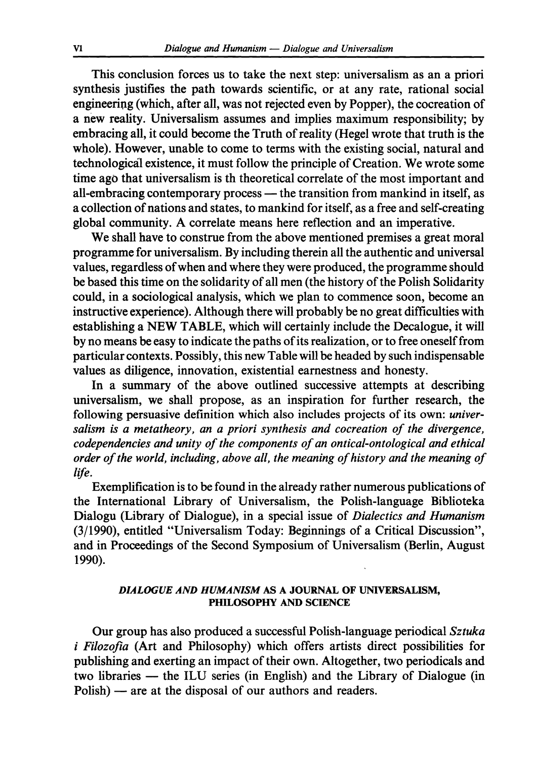This conclusion forces us to take the next step: universalism as an a priori synthesis justifies the path towards scientific, or at any rate, rational social engineering (which, after all, was not rejected even by Popper), the cocreation of a new reality. Universalism assumes and implies maximum responsibility; by embracing all, it could become the Truth of reality (Hegel wrote that truth is the whole). However, unable to come to terms with the existing social, natural and technological existence, it must follow the principle of Creation. We wrote some time ago that universalism is th theoretical correlate of the most important and all-embracing contemporary process — the transition from mankind in itself, as a collection of nations and states, to mankind for itself, as a free and self-creating global community. A correlate means here reflection and an imperative.

We shall have to construe from the above mentioned premises a great moral programme for universalism. By including therein all the authentic and universal values, regardless of when and where they were produced, the programme should be based this time on the solidarity of all men (the history of the Polish Solidarity could, in a sociological analysis, which we plan to commence soon, become an instructive experience). Although there will probably be no great difficulties with establishing a NEW TABLE, which will certainly include the Decalogue, it will by no means be easy to indicate the paths of its realization, or to free oneself from particular contexts. Possibly, this new Table will be headed by such indispensable values as diligence, innovation, existential earnestness and honesty.

In a summary of the above outlined successive attempts at describing universalism, we shall propose, as an inspiration for further research, the following persuasive definition which also includes projects of its own: *universalism is a metatheory, an a priori synthesis and cocreation of the divergence, codependencies and unity of the components of an ontical-ontological and ethical order of the world, including, above all, the meaning of history and the meaning of life.*

Exemplification is to be found in the already rather numerous publications of the International Library of Universalism, the Polish-language Biblioteka Dialogu (Library of Dialogue), in a special issue of *Dialectics and Humanism* (3/1990), entitled "Universalism Today: Beginnings of a Critical Discussion", and in Proceedings of the Second Symposium of Universalism (Berlin, August 1990).

## *DIALOGUE AND HUMANISM* AS A JOURNAL OF UNIVERSALISM, PHILOSOPHY AND SCIENCE

Our group has also produced a successful Polish-language periodical *Sztuka i Filozofia* (Art and Philosophy) which offers artists direct possibilities for publishing and exerting an impact of their own. Altogether, two periodicals and two libraries — the ILU series (in English) and the Library of Dialogue (in Polish) — are at the disposal of our authors and readers.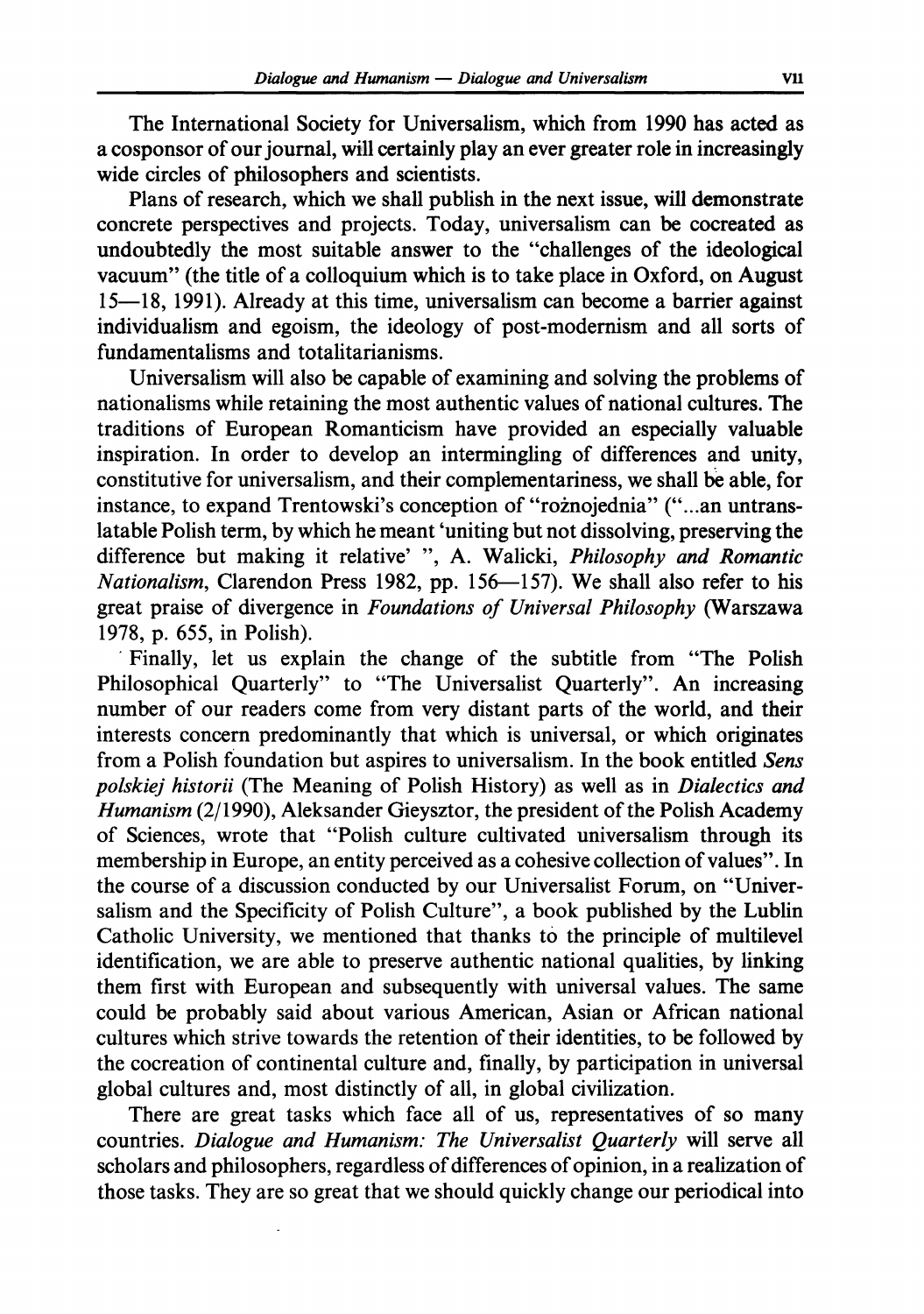The International Society for Universalism, which from 1990 has acted as a cosponsor of our journal, will certainly play an ever greater role in increasingly wide circles of philosophers and scientists.

Plans of research, which we shall publish in the next issue, will demonstrate concrete perspectives and projects. Today, universalism can be cocreated as undoubtedly the most suitable answer to the "challenges of the ideological vacuum" (the title of a colloquium which is to take place in Oxford, on August 15—18, 1991). Already at this time, universalism can become a barrier against individualism and egoism, the ideology of post-modernism and all sorts of fundamentalisms and totalitarianisms.

Universalism will also be capable of examining and solving the problems of nationalisms while retaining the most authentic values of national cultures. The traditions of European Romanticism have provided an especially valuable inspiration. In order to develop an intermingling of differences and unity, constitutive for universalism, and their complementariness, we shall be able, for instance, to expand Trentowski's conception of "rożnojednia" ("...an untranslatable Polish term, by which he meant 'uniting but not dissolving, preserving the difference but making it relative' ", A. Walicki, *Philosophy and Romantic Nationalism*, Clarendon Press 1982, pp. 156—157). We shall also refer to his great praise of divergence in *Foundations of Universal Philosophy* (Warszawa 1978, p. 655, in Polish).

Finally, let us explain the change of the subtitle from "The Polish Philosophical Quarterly" to "The Universalist Quarterly". An increasing number of our readers come from very distant parts of the world, and their interests concern predominantly that which is universal, or which originates from a Polish foundation but aspires to universalism. In the book entitled *Sens polskiej historii* (The Meaning of Polish History) as well as in *Dialectics and Humanism* (2/1990), Aleksander Gieysztor, the president of the Polish Academy of Sciences, wrote that "Polish culture cultivated universalism through its membership in Europe, an entity perceived as a cohesive collection of values". In the course of a discussion conducted by our Universalist Forum, on "Universalism and the Specificity of Polish Culture", a book published by the Lublin Catholic University, we mentioned that thanks to the principle of multilevel identification, we are able to preserve authentic national qualities, by linking them first with European and subsequently with universal values. The same could be probably said about various American, Asian or African national cultures which strive towards the retention of their identities, to be followed by the cocreation of continental culture and, finally, by participation in universal global cultures and, most distinctly of all, in global civilization.

There are great tasks which face all of us, representatives of so many countries. *Dialogue and Humanism: The Universalist Quarterly* will serve all scholars and philosophers, regardless of differences of opinion, in a realization of those tasks. They are so great that we should quickly change our periodical into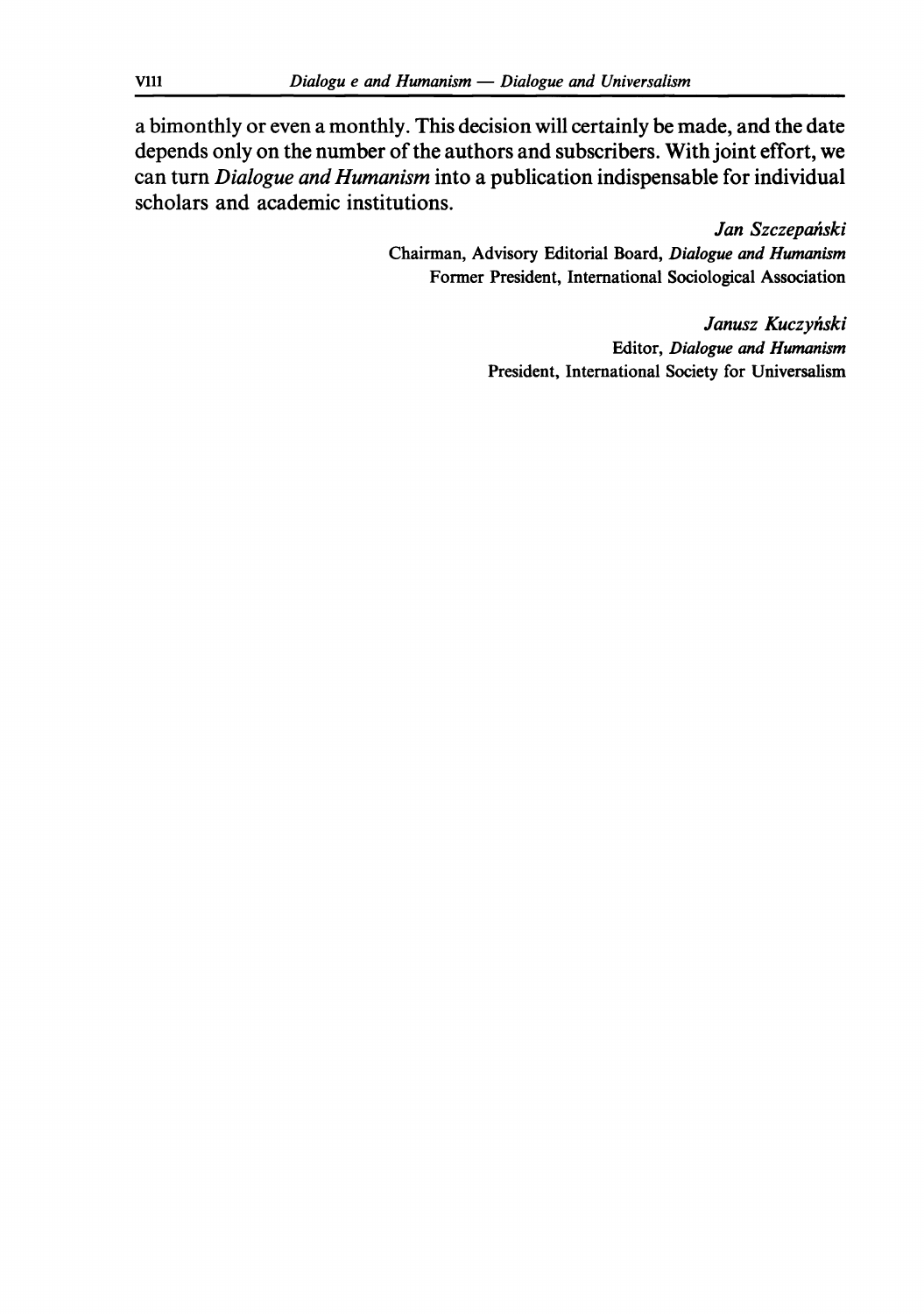a bimonthly or even a monthly. This decision will certainly be made, and the date depends only on the number of the authors and subscribers. With joint effort, we can turn *Dialogue and Humanism* into a publication indispensable for individual scholars and academic institutions.

*Jan Szczepański*
Chairman, Advisory Editorial Board, *Dialogue and Humanism*
Former President, International Sociological Association

*Janusz Kuczyński*
Editor, *Dialogue and Humanism*
President, International Society for Universalism